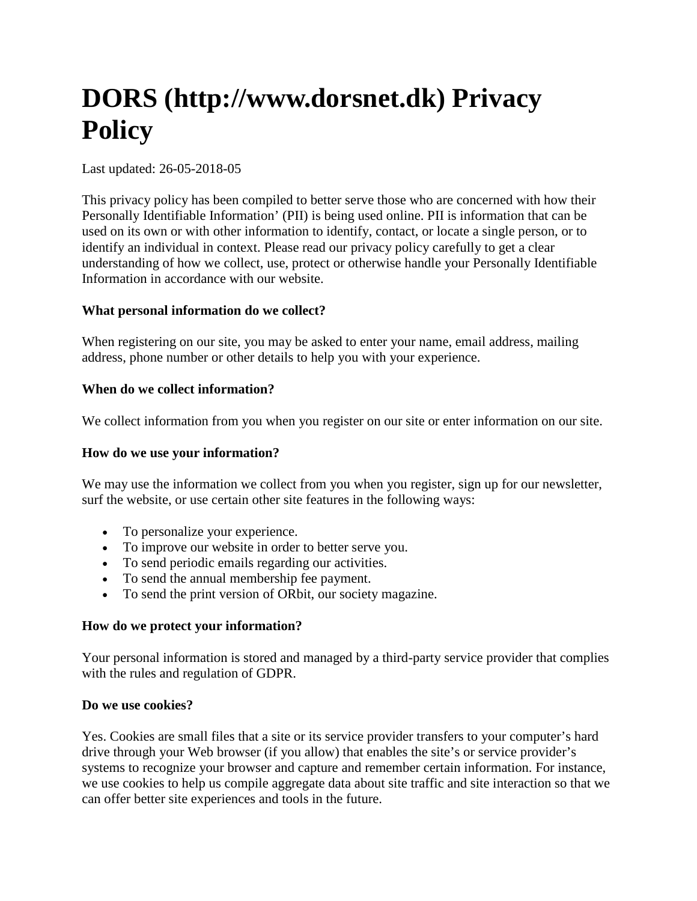# DORS (http://www.dorsnet.dk) Privacy Policy

Last updated: 26-05-2018-05

This privacy policy has been compiled to better serve those who are concerned with how their Personally Identifiable Information' (PII) is being used online. PII is information that can be used on its own or with other information to identify, contact, or locate a single person, or to identify an individual in context. Please read our privacy policy carefully to get a clear understanding of how we collect, use, protect or otherwise handle your Personally Identifiable Information in accordance with our website.

**What personal information do we collect?**

When registering on our site, you may be asked to enter your name, email address, mailing address, phone number or other details to help you with your experience.

**When do we collect information?**

We collect information from you when you register on our site or enter information on our site.

**How do we use your information?**

We may use the information we collect from you when you register, sign up for our newsletter, surf the website, or use certain other site features in the following ways:

- To personalize your experience.
- To improve our website in order to better serve you.
- To send periodic emails regarding our activities.
- To send the annual membership fee payment.
- To send the print version of ORbit, our society magazine.

**How do we protect your information?**

Your personal information is stored and managed by a third-party service provider that complies with the rules and regulation of GDPR.

**Do we use cookies?**

Yes. Cookies are small files that a site or its service provider transfers to your computer's hard drive through your Web browser (if you allow) that enables the site's or service provider's systems to recognize your browser and capture and remember certain information. For instance, we use cookies to help us compile aggregate data about site traffic and site interaction so that we can offer better site experiences and tools in the future.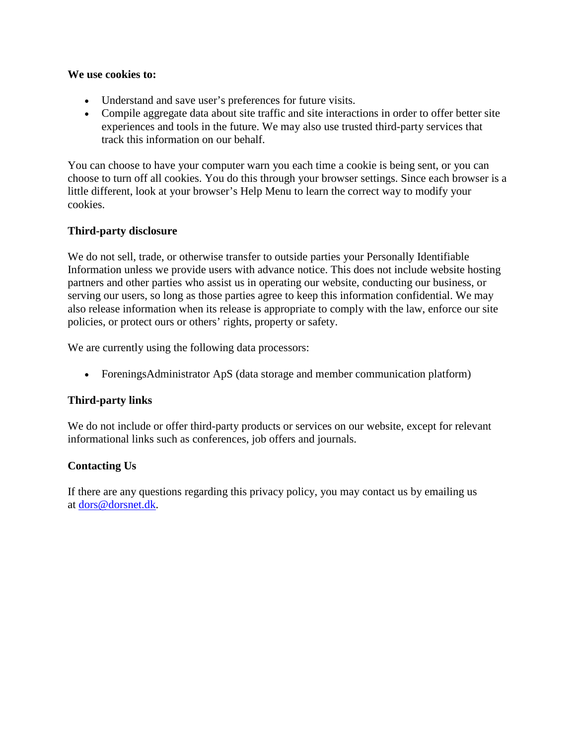**We use cookies to:**

- Understand and save user's preferences for future visits.
- Compile aggregate data about site traffic and site interactions in order to offer better site experiences and tools in the future. We may also use trusted third-party services that track this information on our behalf.

You can choose to have your computer warn you each time a cookie is being sent, or you can choose to turn off all cookies. You do this through your browser settings. Since each browser is a little different, look at your browser's Help Menu to learn the correct way to modify your cookies.

**Third-party disclosure**

We do not sell, trade, or otherwise transfer to outside parties your Personally Identifiable Information unless we provide users with advance notice. This does not include website hosting partners and other parties who assist us in operating our website, conducting our business, or serving our users, so long as those parties agree to keep this information confidential. We may also release information when its release is appropriate to comply with the law, enforce our site policies, or protect ours or others' rights, property or safety.

We are currently using the following data processors:

- ForeningsAdministrator ApS (data storage and member communication platform)

**Third-party links**

We do not include or offer third-party products or services on our website, except for relevant informational links such as conferences, job offers and journals.

**Contacting Us**

If there are any questions regarding this privacy policy, you may contact us by emailing us at dors@dorsnet.dk.